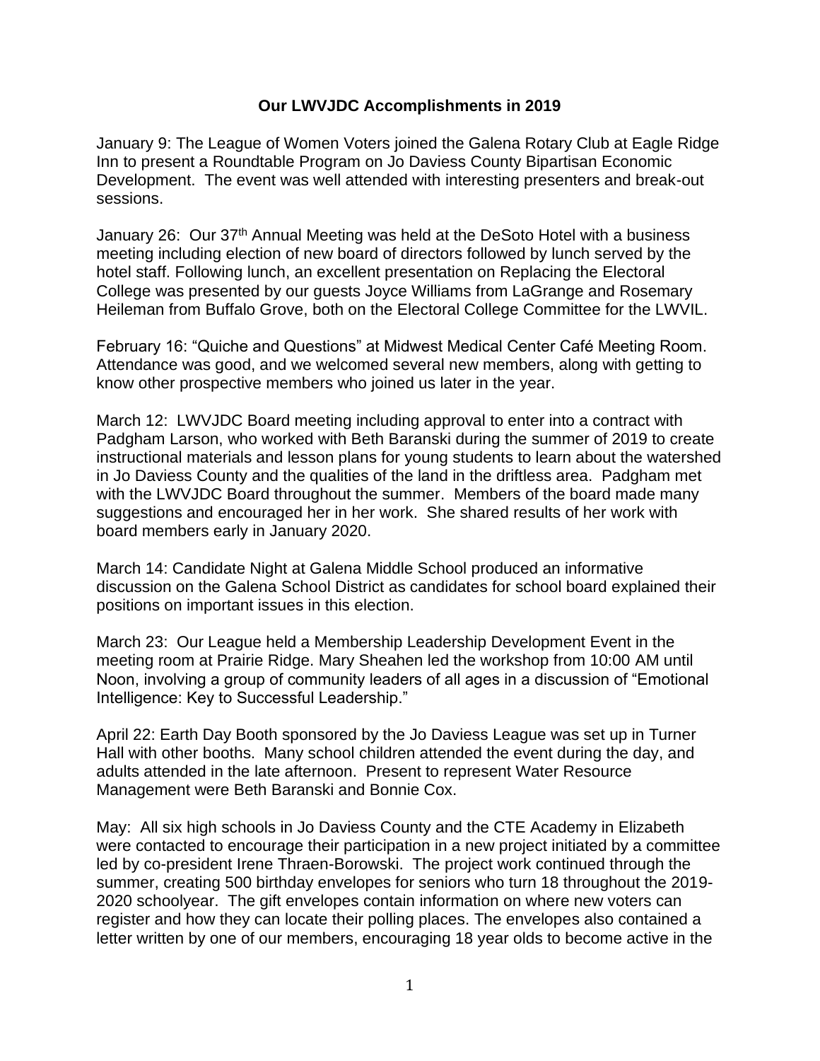# Our LWVJDC Accomplishments in 2019

January 9: The League of Women Voters joined the Galena Rotary Club at Eagle Ridge Inn to present a Roundtable Program on Jo Daviess County Bipartisan Economic Development. The event was well attended with interesting presenters and break-out sessions.

January 26: Our 37th Annual Meeting was held at the DeSoto Hotel with a business meeting including election of new board of directors followed by lunch served by the hotel staff. Following lunch, an excellent presentation on Replacing the Electoral College was presented by our guests Joyce Williams from LaGrange and Rosemary Heileman from Buffalo Grove, both on the Electoral College Committee for the LWVIL.

February 16: "Quiche and Questions" at Midwest Medical Center Café Meeting Room. Attendance was good, and we welcomed several new members, along with getting to know other prospective members who joined us later in the year.

March 12: LWVJDC Board meeting including approval to enter into a contract with Padgham Larson, who worked with Beth Baranski during the summer of 2019 to create instructional materials and lesson plans for young students to learn about the watershed in Jo Daviess County and the qualities of the land in the driftless area. Padgham met with the LWVJDC Board throughout the summer. Members of the board made many suggestions and encouraged her in her work. She shared results of her work with board members early in January 2020.

March 14: Candidate Night at Galena Middle School produced an informative discussion on the Galena School District as candidates for school board explained their positions on important issues in this election.

March 23: Our League held a Membership Leadership Development Event in the meeting room at Prairie Ridge. Mary Sheahen led the workshop from 10:00 AM until Noon, involving a group of community leaders of all ages in a discussion of "Emotional Intelligence: Key to Successful Leadership."

April 22: Earth Day Booth sponsored by the Jo Daviess League was set up in Turner Hall with other booths. Many school children attended the event during the day, and adults attended in the late afternoon. Present to represent Water Resource Management were Beth Baranski and Bonnie Cox.

May: All six high schools in Jo Daviess County and the CTE Academy in Elizabeth were contacted to encourage their participation in a new project initiated by a committee led by co-president Irene Thraen-Borowski. The project work continued through the summer, creating 500 birthday envelopes for seniors who turn 18 throughout the 2019-2020 schoolyear. The gift envelopes contain information on where new voters can register and how they can locate their polling places. The envelopes also contained a letter written by one of our members, encouraging 18 year olds to become active in the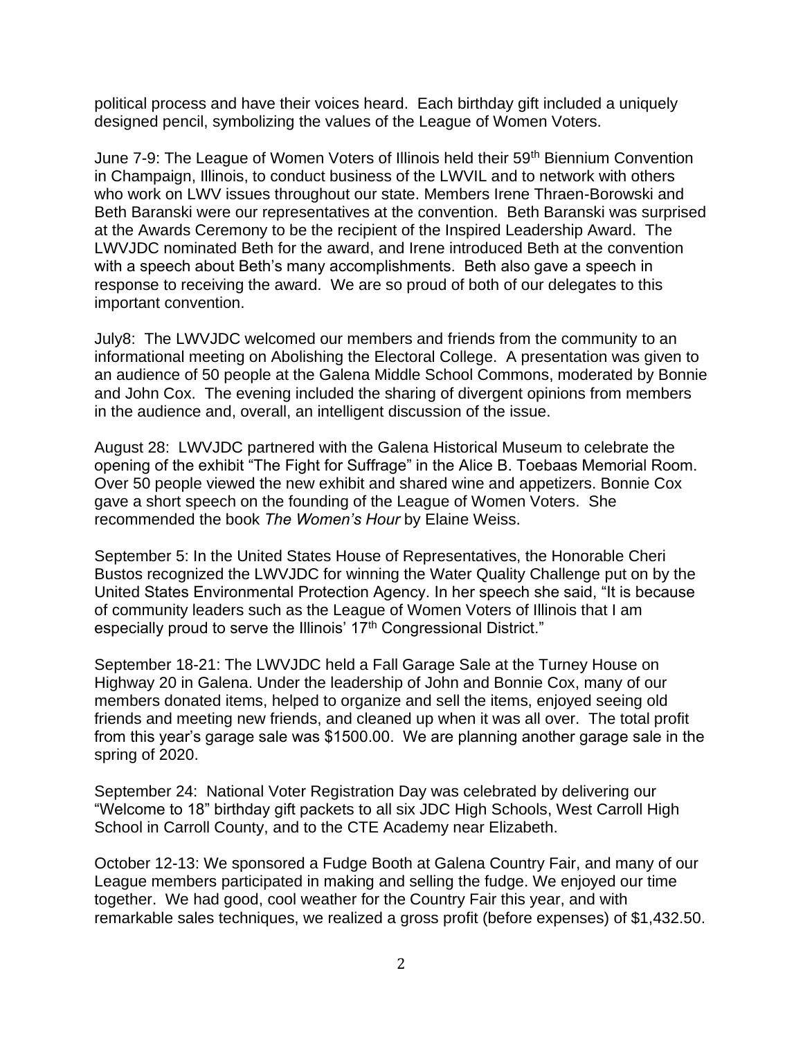political process and have their voices heard. Each birthday gift included a uniquely designed pencil, symbolizing the values of the League of Women Voters.

June 7-9: The League of Women Voters of Illinois held their 59th Biennium Convention in Champaign, Illinois, to conduct business of the LWVIL and to network with others who work on LWV issues throughout our state. Members Irene Thraen-Borowski and Beth Baranski were our representatives at the convention. Beth Baranski was surprised at the Awards Ceremony to be the recipient of the Inspired Leadership Award. The LWVJDC nominated Beth for the award, and Irene introduced Beth at the convention with a speech about Beth's many accomplishments. Beth also gave a speech in response to receiving the award. We are so proud of both of our delegates to this important convention.

July8: The LWVJDC welcomed our members and friends from the community to an informational meeting on Abolishing the Electoral College. A presentation was given to an audience of 50 people at the Galena Middle School Commons, moderated by Bonnie and John Cox. The evening included the sharing of divergent opinions from members in the audience and, overall, an intelligent discussion of the issue.

August 28: LWVJDC partnered with the Galena Historical Museum to celebrate the opening of the exhibit "The Fight for Suffrage" in the Alice B. Toebaas Memorial Room. Over 50 people viewed the new exhibit and shared wine and appetizers. Bonnie Cox gave a short speech on the founding of the League of Women Voters. She recommended the book *The Women's Hour* by Elaine Weiss.

September 5: In the United States House of Representatives, the Honorable Cheri Bustos recognized the LWVJDC for winning the Water Quality Challenge put on by the United States Environmental Protection Agency. In her speech she said, "It is because of community leaders such as the League of Women Voters of Illinois that I am especially proud to serve the Illinois' 17th Congressional District."

September 18-21: The LWVJDC held a Fall Garage Sale at the Turney House on Highway 20 in Galena. Under the leadership of John and Bonnie Cox, many of our members donated items, helped to organize and sell the items, enjoyed seeing old friends and meeting new friends, and cleaned up when it was all over. The total profit from this year's garage sale was $1500.00. We are planning another garage sale in the spring of 2020.

September 24: National Voter Registration Day was celebrated by delivering our "Welcome to 18" birthday gift packets to all six JDC High Schools, West Carroll High School in Carroll County, and to the CTE Academy near Elizabeth.

October 12-13: We sponsored a Fudge Booth at Galena Country Fair, and many of our League members participated in making and selling the fudge. We enjoyed our time together. We had good, cool weather for the Country Fair this year, and with remarkable sales techniques, we realized a gross profit (before expenses) of $1,432.50.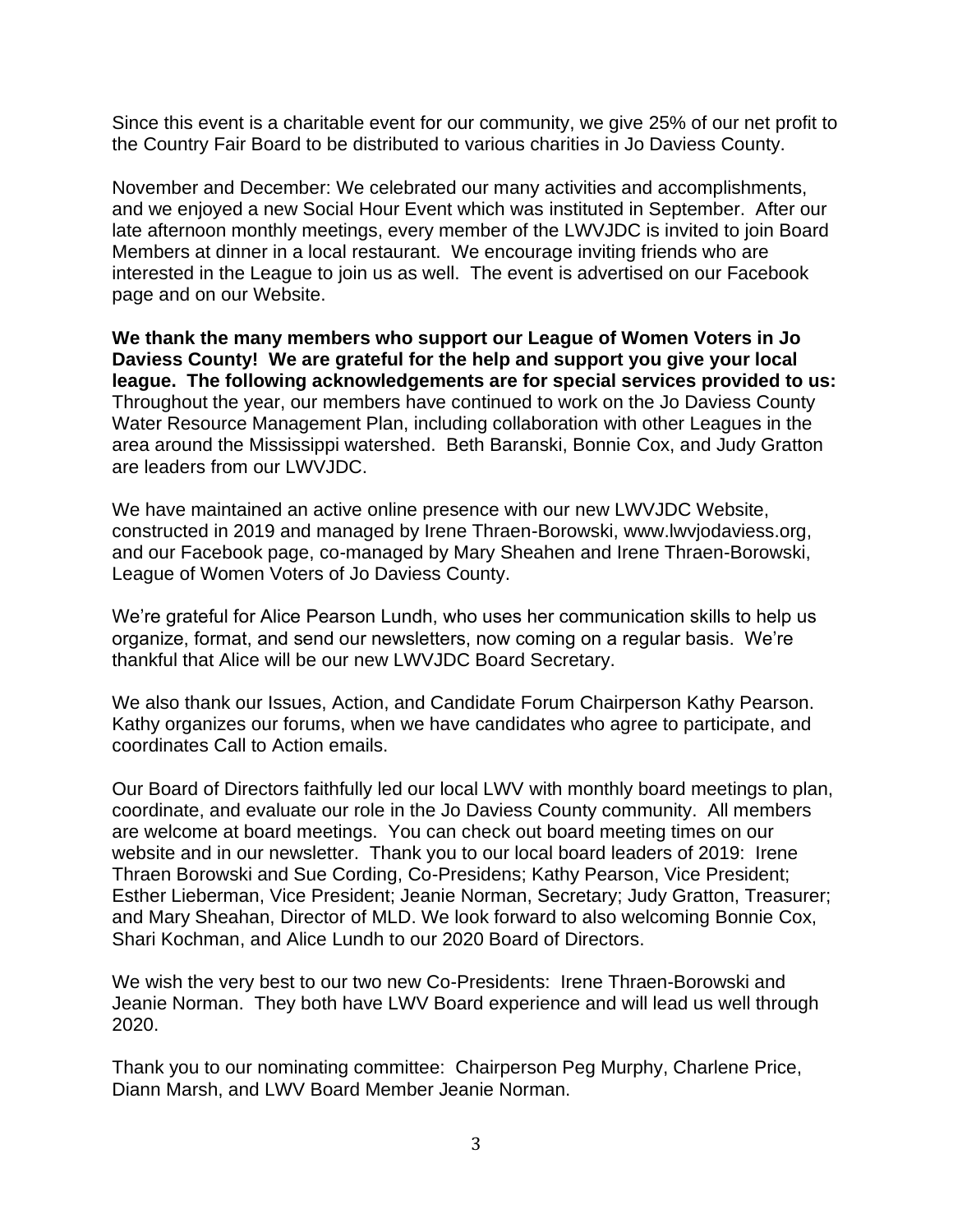Since this event is a charitable event for our community, we give 25% of our net profit to the Country Fair Board to be distributed to various charities in Jo Daviess County.

November and December: We celebrated our many activities and accomplishments, and we enjoyed a new Social Hour Event which was instituted in September. After our late afternoon monthly meetings, every member of the LWVJDC is invited to join Board Members at dinner in a local restaurant. We encourage inviting friends who are interested in the League to join us as well. The event is advertised on our Facebook page and on our Website.

**We thank the many members who support our League of Women Voters in Jo Daviess County! We are grateful for the help and support you give your local league. The following acknowledgements are for special services provided to us:** Throughout the year, our members have continued to work on the Jo Daviess County Water Resource Management Plan, including collaboration with other Leagues in the area around the Mississippi watershed. Beth Baranski, Bonnie Cox, and Judy Gratton are leaders from our LWVJDC.

We have maintained an active online presence with our new LWVJDC Website, constructed in 2019 and managed by Irene Thraen-Borowski, www.lwvjodaviess.org, and our Facebook page, co-managed by Mary Sheahen and Irene Thraen-Borowski, League of Women Voters of Jo Daviess County.

We're grateful for Alice Pearson Lundh, who uses her communication skills to help us organize, format, and send our newsletters, now coming on a regular basis. We're thankful that Alice will be our new LWVJDC Board Secretary.

We also thank our Issues, Action, and Candidate Forum Chairperson Kathy Pearson. Kathy organizes our forums, when we have candidates who agree to participate, and coordinates Call to Action emails.

Our Board of Directors faithfully led our local LWV with monthly board meetings to plan, coordinate, and evaluate our role in the Jo Daviess County community. All members are welcome at board meetings. You can check out board meeting times on our website and in our newsletter. Thank you to our local board leaders of 2019: Irene Thraen Borowski and Sue Cording, Co-Presidens; Kathy Pearson, Vice President; Esther Lieberman, Vice President; Jeanie Norman, Secretary; Judy Gratton, Treasurer; and Mary Sheahan, Director of MLD. We look forward to also welcoming Bonnie Cox, Shari Kochman, and Alice Lundh to our 2020 Board of Directors.

We wish the very best to our two new Co-Presidents: Irene Thraen-Borowski and Jeanie Norman. They both have LWV Board experience and will lead us well through 2020.

Thank you to our nominating committee: Chairperson Peg Murphy, Charlene Price, Diann Marsh, and LWV Board Member Jeanie Norman.